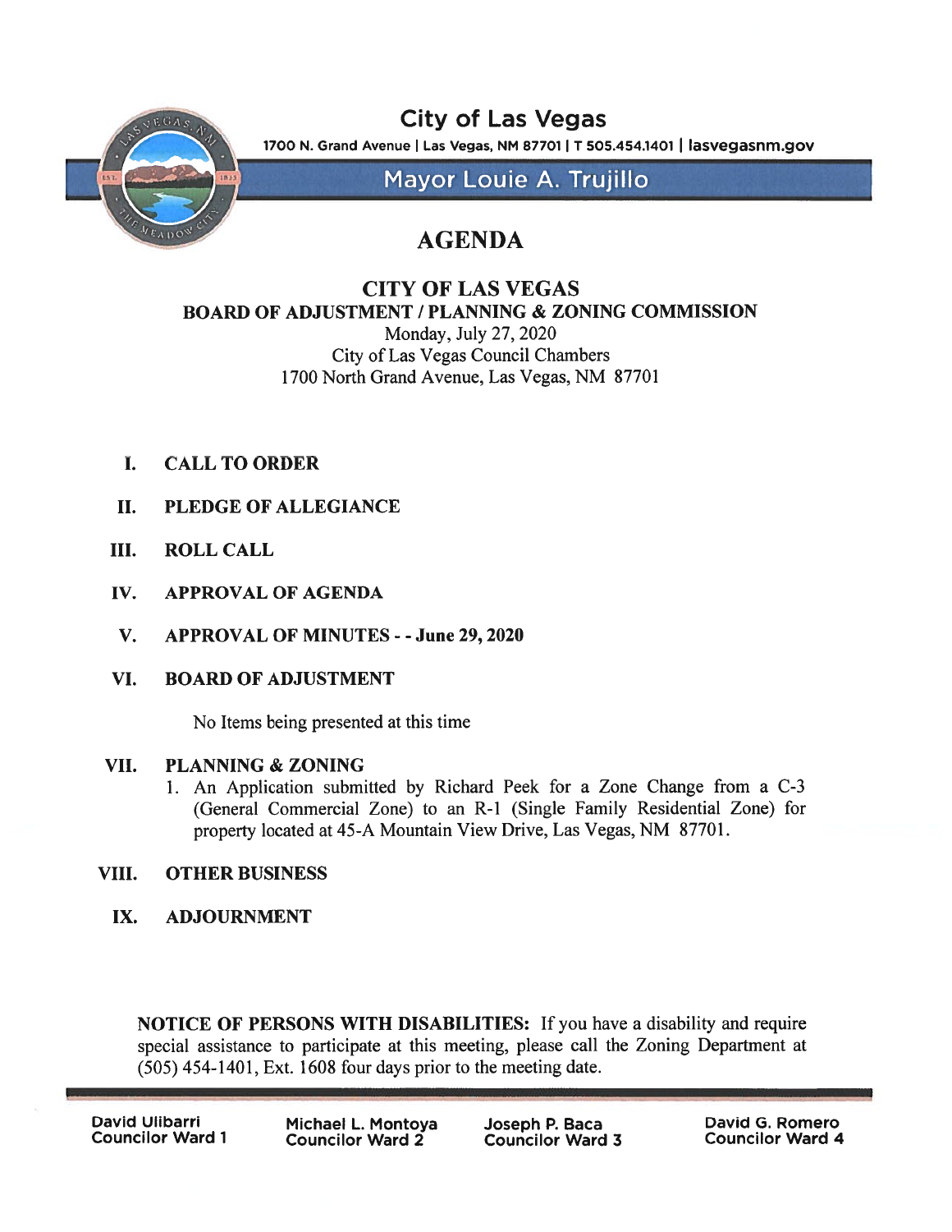# City of Las Vegas

1700 N. Grand Avenue | Las Vegas, NM 87701 | T 505.454.1401 | lasvegasnm.gov

## Mayor Louie A. Trujillo

# AGENDA

## CITY OF LAS VEGAS
## BOARD OF ADJUSTMENT / PLANNING & ZONING COMMISSION

Monday, July 27, 2020
City of Las Vegas Council Chambers
1700 North Grand Avenue, Las Vegas, NM 87701

I. **CALL TO ORDER**

II. **PLEDGE OF ALLEGIANCE**

III. **ROLL CALL**

IV. **APPROVAL OF AGENDA**

V. **APPROVAL OF MINUTES - - June 29, 2020**

VI. **BOARD OF ADJUSTMENT**

No Items being presented at this time

VII. **PLANNING & ZONING**

1. An Application submitted by Richard Peek for a Zone Change from a C-3 (General Commercial Zone) to an R-1 (Single Family Residential Zone) for property located at 45-A Mountain View Drive, Las Vegas, NM 87701.

VIII. **OTHER BUSINESS**

IX. **ADJOURNMENT**

**NOTICE OF PERSONS WITH DISABILITIES:** If you have a disability and require special assistance to participate at this meeting, please call the Zoning Department at (505) 454-1401, Ext. 1608 four days prior to the meeting date.

| David Ulibarri Councilor Ward 1 | Michael L. Montoya Councilor Ward 2 | Joseph P. Baca Councilor Ward 3 | David G. Romero Councilor Ward 4 |
|---|---|---|---|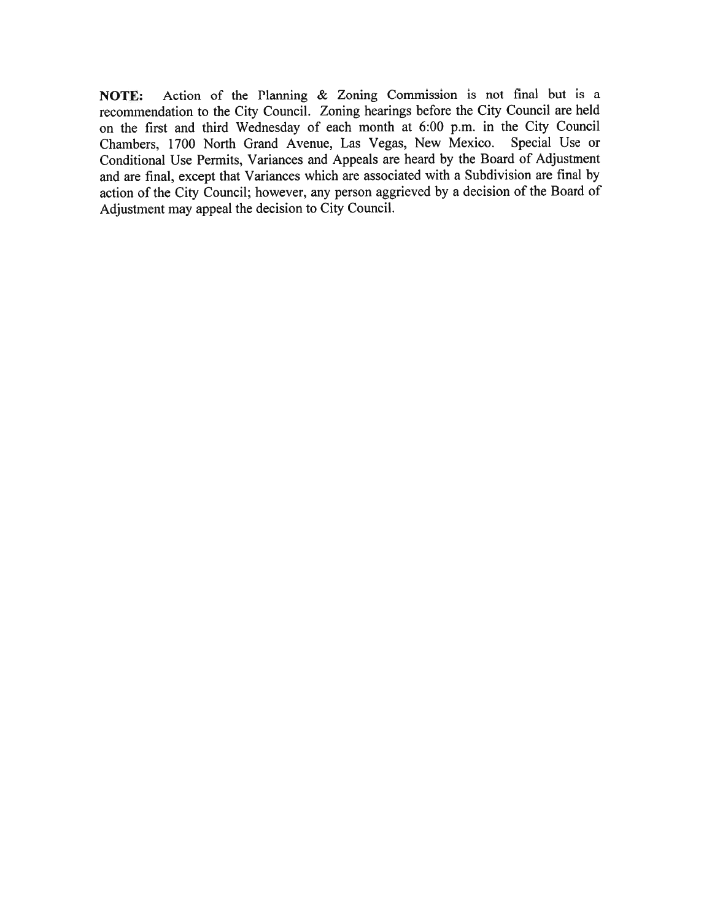**NOTE:** Action of the Planning & Zoning Commission is not final but is a recommendation to the City Council. Zoning hearings before the City Council are held on the first and third Wednesday of each month at 6:00 p.m. in the City Council Chambers, 1700 North Grand Avenue, Las Vegas, New Mexico. Special Use or Conditional Use Permits, Variances and Appeals are heard by the Board of Adjustment and are final, except that Variances which are associated with a Subdivision are final by action of the City Council; however, any person aggrieved by a decision of the Board of Adjustment may appeal the decision to City Council.